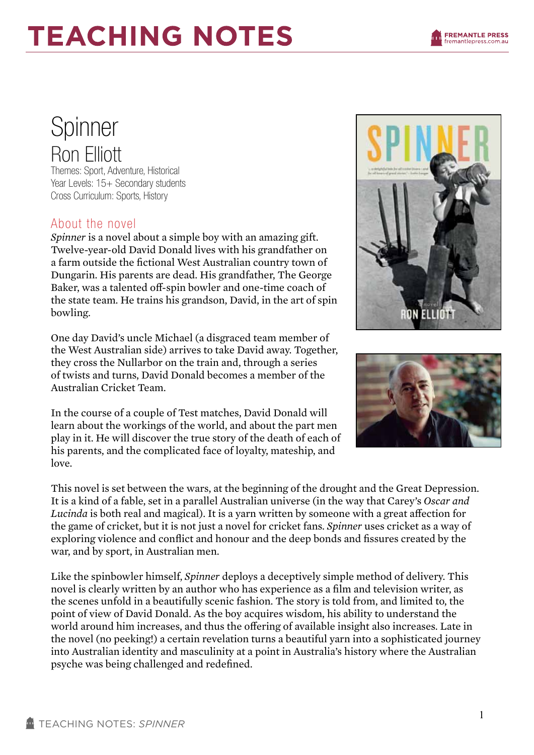# TEACHING NOTES

# Spinner

## Ron Elliott

Themes: Sport, Adventure, Historical
Year Levels: 15+ Secondary students
Cross Curriculum: Sports, History

## About the novel

*Spinner* is a novel about a simple boy with an amazing gift. Twelve-year-old David Donald lives with his grandfather on a farm outside the fictional West Australian country town of Dungarin. His parents are dead. His grandfather, The George Baker, was a talented off-spin bowler and one-time coach of the state team. He trains his grandson, David, in the art of spin bowling.

One day David's uncle Michael (a disgraced team member of the West Australian side) arrives to take David away. Together, they cross the Nullarbor on the train and, through a series of twists and turns, David Donald becomes a member of the Australian Cricket Team.

In the course of a couple of Test matches, David Donald will learn about the workings of the world, and about the part men play in it. He will discover the true story of the death of each of his parents, and the complicated face of loyalty, mateship, and love.

This novel is set between the wars, at the beginning of the drought and the Great Depression. It is a kind of a fable, set in a parallel Australian universe (in the way that Carey's *Oscar and Lucinda* is both real and magical). It is a yarn written by someone with a great affection for the game of cricket, but it is not just a novel for cricket fans. *Spinner* uses cricket as a way of exploring violence and conflict and honour and the deep bonds and fissures created by the war, and by sport, in Australian men.

Like the spinbowler himself, *Spinner* deploys a deceptively simple method of delivery. This novel is clearly written by an author who has experience as a film and television writer, as the scenes unfold in a beautifully scenic fashion. The story is told from, and limited to, the point of view of David Donald. As the boy acquires wisdom, his ability to understand the world around him increases, and thus the offering of available insight also increases. Late in the novel (no peeking!) a certain revelation turns a beautiful yarn into a sophisticated journey into Australian identity and masculinity at a point in Australia's history where the Australian psyche was being challenged and redefined.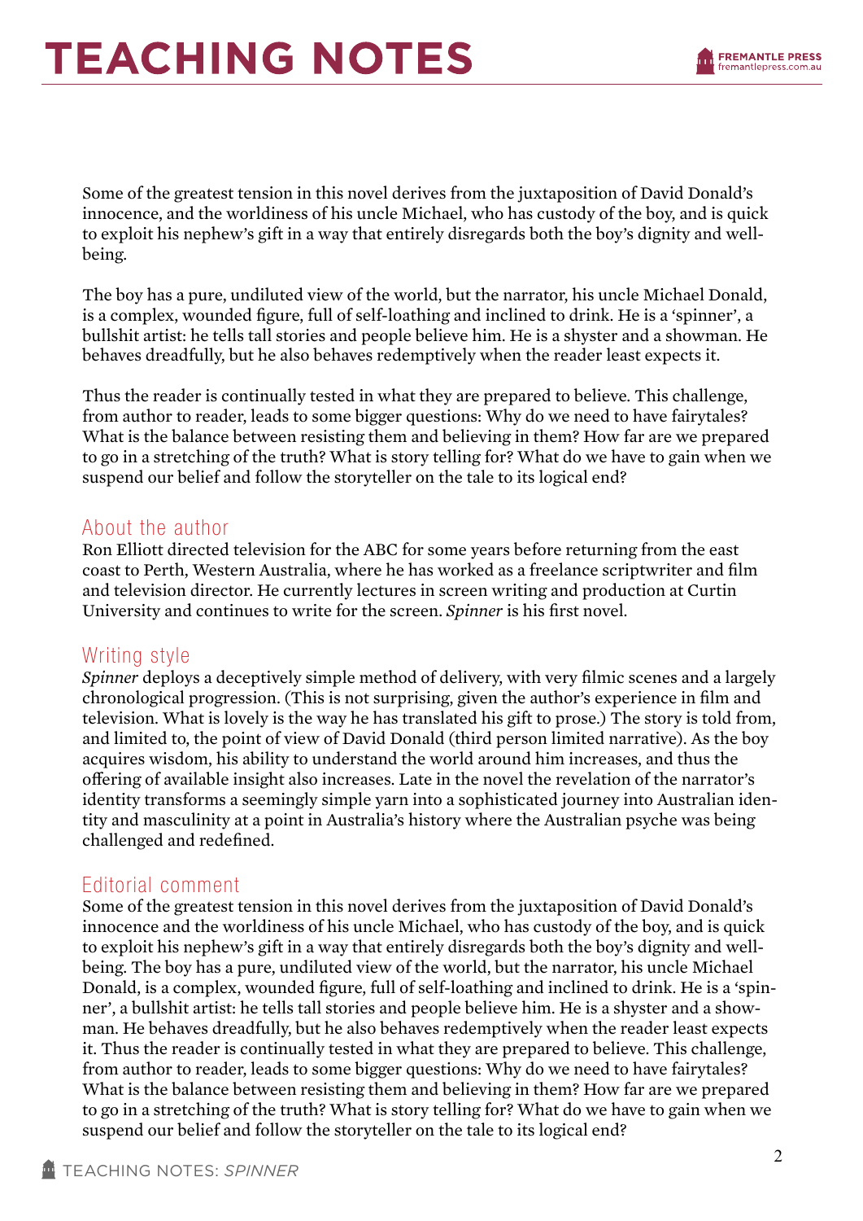Some of the greatest tension in this novel derives from the juxtaposition of David Donald's innocence, and the worldiness of his uncle Michael, who has custody of the boy, and is quick to exploit his nephew's gift in a way that entirely disregards both the boy's dignity and well-being.

The boy has a pure, undiluted view of the world, but the narrator, his uncle Michael Donald, is a complex, wounded figure, full of self-loathing and inclined to drink. He is a 'spinner', a bullshit artist: he tells tall stories and people believe him. He is a shyster and a showman. He behaves dreadfully, but he also behaves redemptively when the reader least expects it.

Thus the reader is continually tested in what they are prepared to believe. This challenge, from author to reader, leads to some bigger questions: Why do we need to have fairytales? What is the balance between resisting them and believing in them? How far are we prepared to go in a stretching of the truth? What is story telling for? What do we have to gain when we suspend our belief and follow the storyteller on the tale to its logical end?

## About the author

Ron Elliott directed television for the ABC for some years before returning from the east coast to Perth, Western Australia, where he has worked as a freelance scriptwriter and film and television director. He currently lectures in screen writing and production at Curtin University and continues to write for the screen. *Spinner* is his first novel.

## Writing style

*Spinner* deploys a deceptively simple method of delivery, with very filmic scenes and a largely chronological progression. (This is not surprising, given the author's experience in film and television. What is lovely is the way he has translated his gift to prose.) The story is told from, and limited to, the point of view of David Donald (third person limited narrative). As the boy acquires wisdom, his ability to understand the world around him increases, and thus the offering of available insight also increases. Late in the novel the revelation of the narrator's identity transforms a seemingly simple yarn into a sophisticated journey into Australian identity and masculinity at a point in Australia's history where the Australian psyche was being challenged and redefined.

## Editorial comment

Some of the greatest tension in this novel derives from the juxtaposition of David Donald's innocence and the worldiness of his uncle Michael, who has custody of the boy, and is quick to exploit his nephew's gift in a way that entirely disregards both the boy's dignity and well-being. The boy has a pure, undiluted view of the world, but the narrator, his uncle Michael Donald, is a complex, wounded figure, full of self-loathing and inclined to drink. He is a 'spinner', a bullshit artist: he tells tall stories and people believe him. He is a shyster and a showman. He behaves dreadfully, but he also behaves redemptively when the reader least expects it. Thus the reader is continually tested in what they are prepared to believe. This challenge, from author to reader, leads to some bigger questions: Why do we need to have fairytales? What is the balance between resisting them and believing in them? How far are we prepared to go in a stretching of the truth? What is story telling for? What do we have to gain when we suspend our belief and follow the storyteller on the tale to its logical end?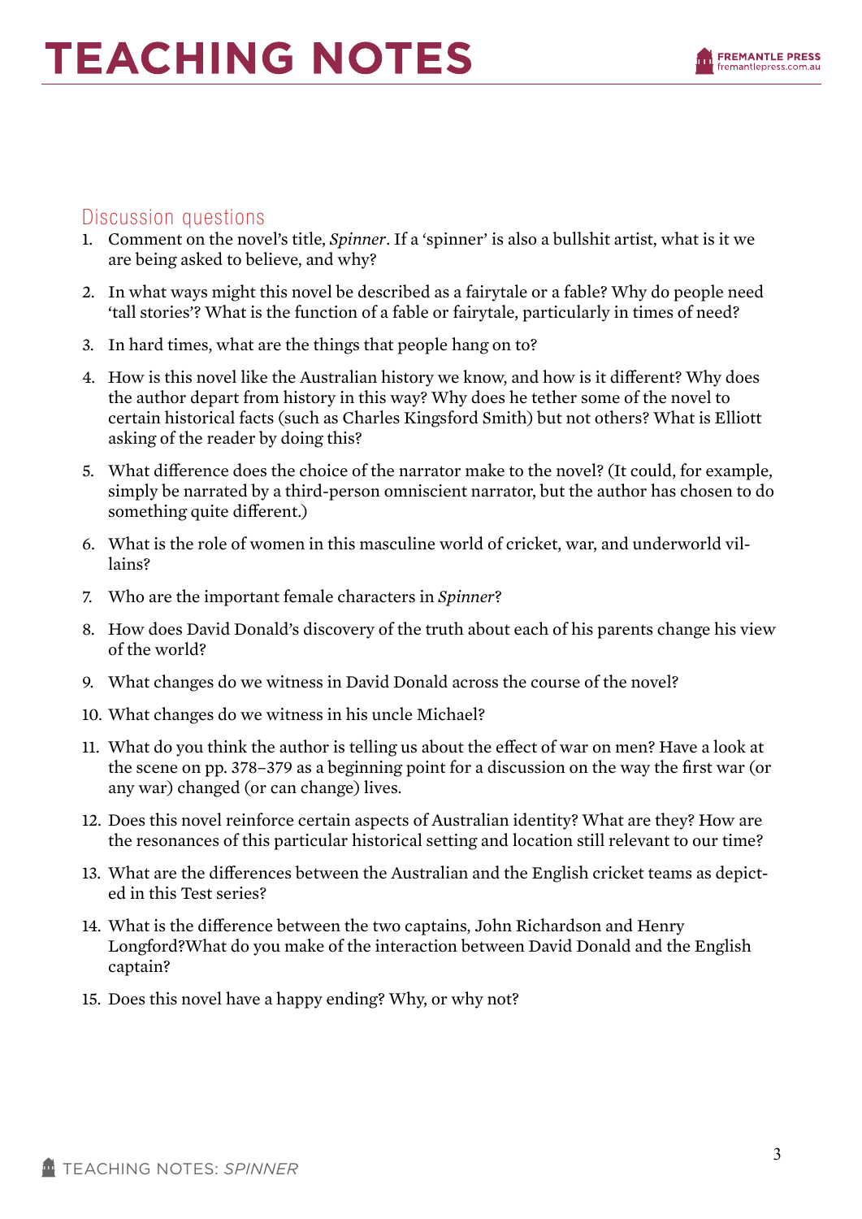## Discussion questions

1. Comment on the novel's title, *Spinner*. If a 'spinner' is also a bullshit artist, what is it we are being asked to believe, and why?
2. In what ways might this novel be described as a fairytale or a fable? Why do people need 'tall stories'? What is the function of a fable or fairytale, particularly in times of need?
3. In hard times, what are the things that people hang on to?
4. How is this novel like the Australian history we know, and how is it different? Why does the author depart from history in this way? Why does he tether some of the novel to certain historical facts (such as Charles Kingsford Smith) but not others? What is Elliott asking of the reader by doing this?
5. What difference does the choice of the narrator make to the novel? (It could, for example, simply be narrated by a third-person omniscient narrator, but the author has chosen to do something quite different.)
6. What is the role of women in this masculine world of cricket, war, and underworld villains?
7. Who are the important female characters in *Spinner*?
8. How does David Donald's discovery of the truth about each of his parents change his view of the world?
9. What changes do we witness in David Donald across the course of the novel?
10. What changes do we witness in his uncle Michael?
11. What do you think the author is telling us about the effect of war on men? Have a look at the scene on pp. 378–379 as a beginning point for a discussion on the way the first war (or any war) changed (or can change) lives.
12. Does this novel reinforce certain aspects of Australian identity? What are they? How are the resonances of this particular historical setting and location still relevant to our time?
13. What are the differences between the Australian and the English cricket teams as depicted in this Test series?
14. What is the difference between the two captains, John Richardson and Henry Longford?What do you make of the interaction between David Donald and the English captain?
15. Does this novel have a happy ending? Why, or why not?